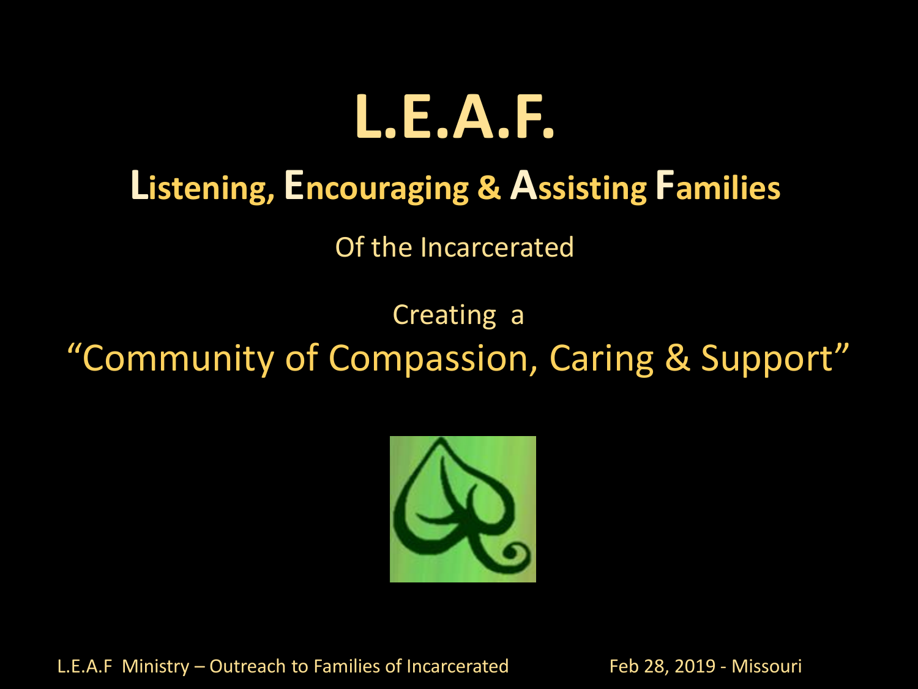# L.E.A.F.

## Listening, Encouraging & Assisting Families

Of the Incarcerated

Creating a

"Community of Compassion, Caring & Support"

L.E.A.F Ministry – Outreach to Families of Incarcerated    Feb 28, 2019 - Missouri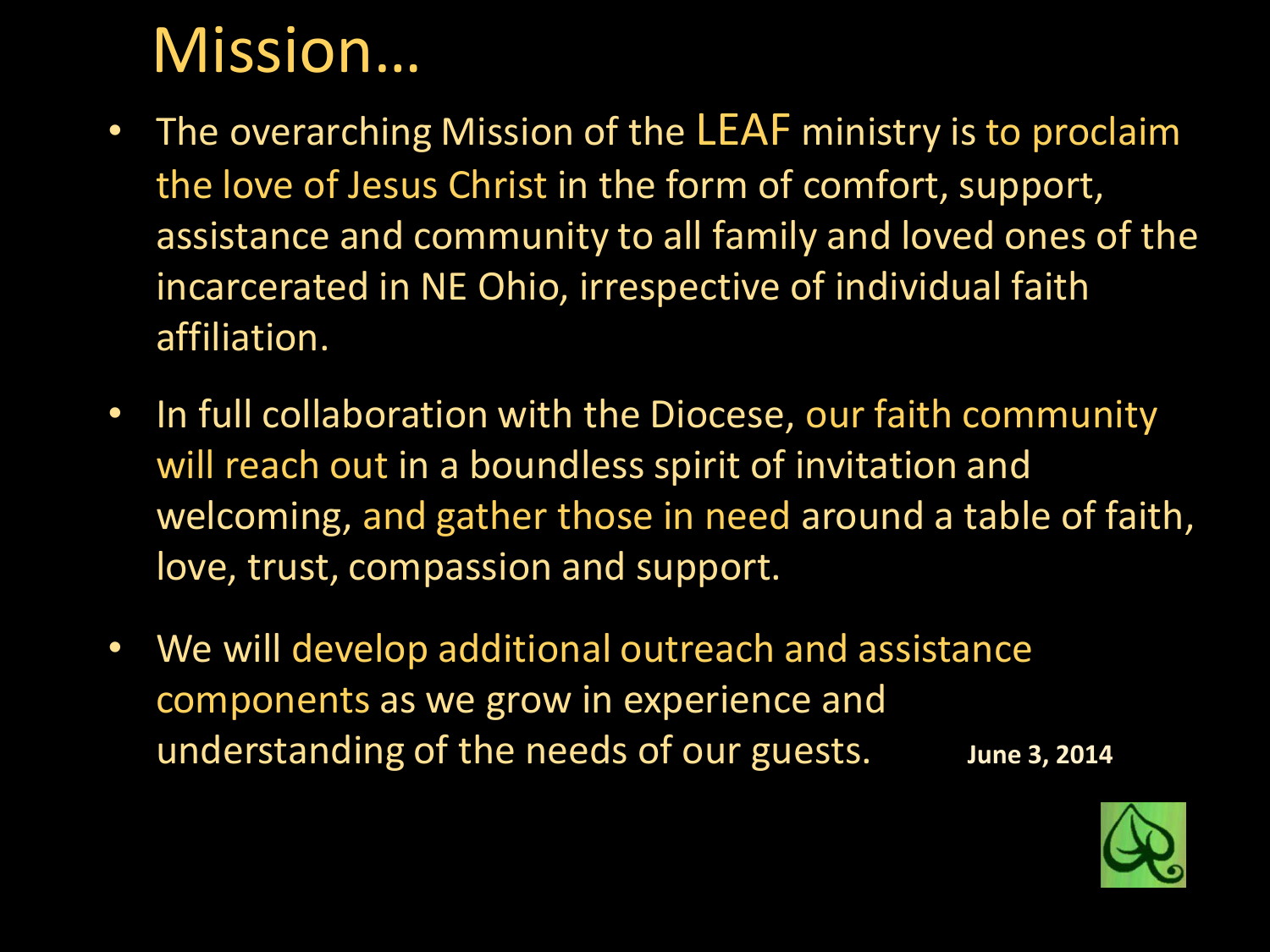# Mission…

- The overarching Mission of the LEAF ministry is to proclaim the love of Jesus Christ in the form of comfort, support, assistance and community to all family and loved ones of the incarcerated in NE Ohio, irrespective of individual faith affiliation.
- In full collaboration with the Diocese, our faith community will reach out in a boundless spirit of invitation and welcoming, and gather those in need around a table of faith, love, trust, compassion and support.
- We will develop additional outreach and assistance components as we grow in experience and understanding of the needs of our guests.

**June 3, 2014**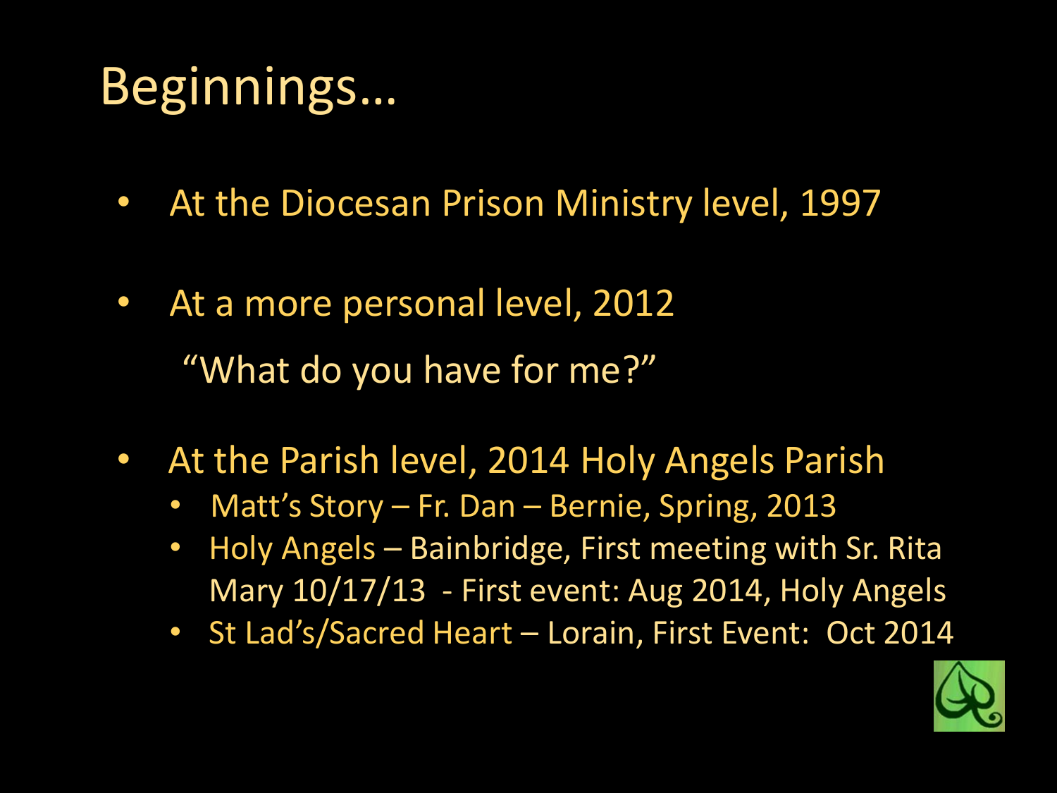# Beginnings…

- At the Diocesan Prison Ministry level, 1997
- At a more personal level, 2012

  "What do you have for me?"
- At the Parish level, 2014 Holy Angels Parish
  - Matt's Story – Fr. Dan – Bernie, Spring, 2013
  - Holy Angels – Bainbridge, First meeting with Sr. Rita Mary 10/17/13 - First event: Aug 2014, Holy Angels
  - St Lad's/Sacred Heart – Lorain, First Event: Oct 2014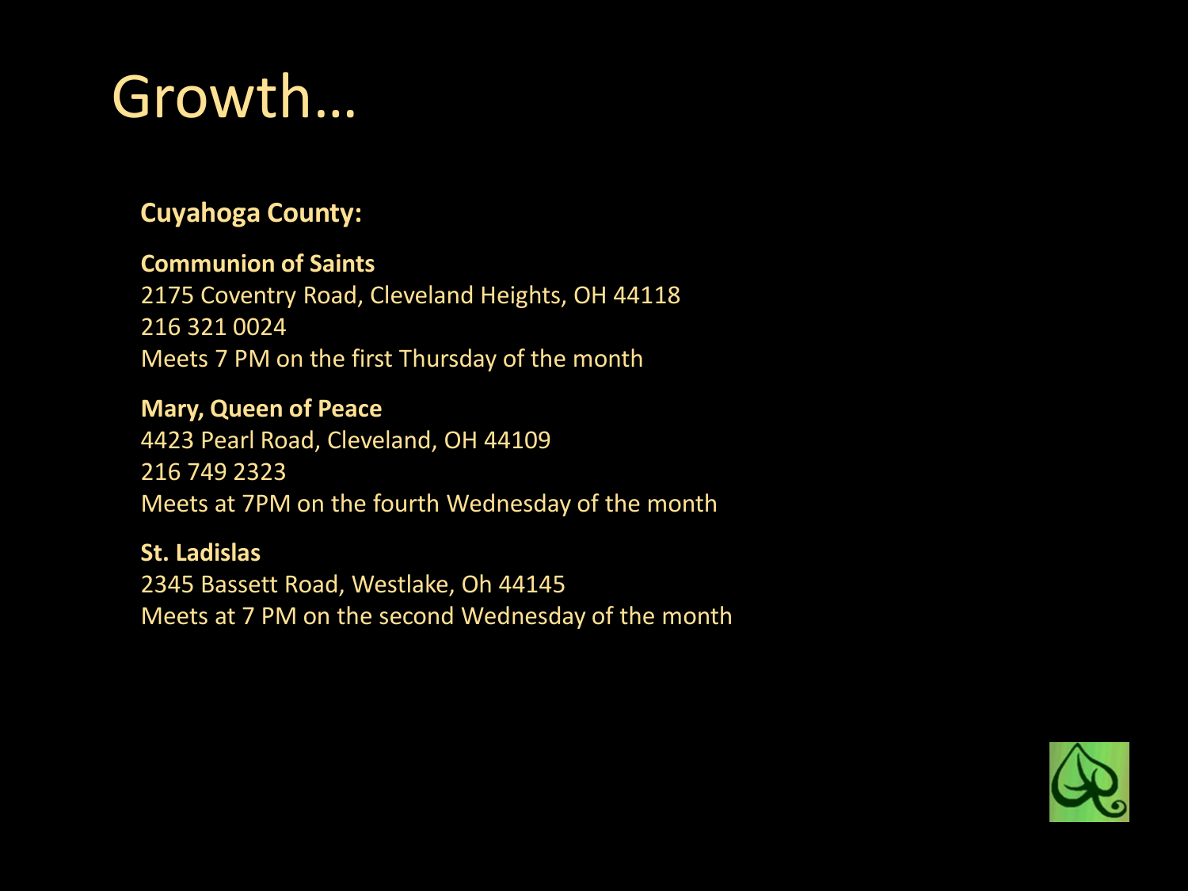# Growth…

**Cuyahoga County:**

**Communion of Saints**
2175 Coventry Road, Cleveland Heights, OH 44118
216 321 0024
Meets 7 PM on the first Thursday of the month

**Mary, Queen of Peace**
4423 Pearl Road, Cleveland, OH 44109
216 749 2323
Meets at 7PM on the fourth Wednesday of the month

**St. Ladislas**
2345 Bassett Road, Westlake, Oh 44145
Meets at 7 PM on the second Wednesday of the month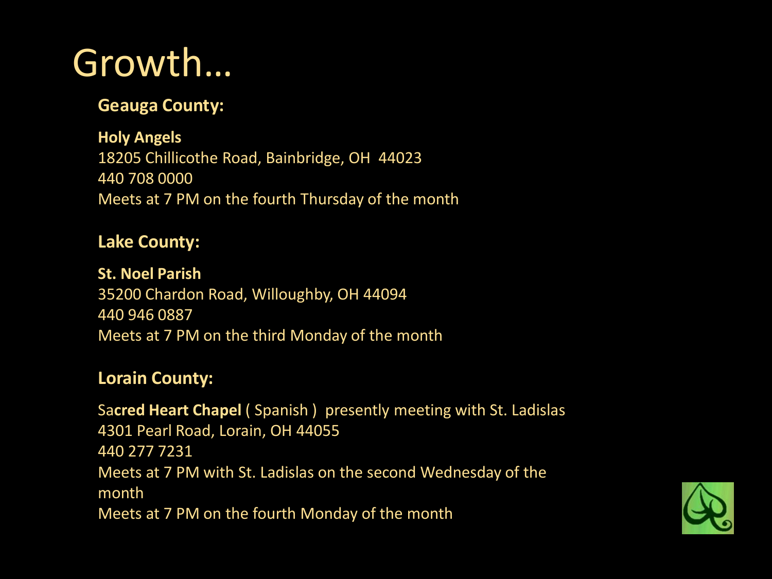# Growth…

**Geauga County:**

**Holy Angels**
18205 Chillicothe Road, Bainbridge, OH 44023
440 708 0000
Meets at 7 PM on the fourth Thursday of the month

**Lake County:**

**St. Noel Parish**
35200 Chardon Road, Willoughby, OH 44094
440 946 0887
Meets at 7 PM on the third Monday of the month

**Lorain County:**

Sa**cred Heart Chapel** ( Spanish ) presently meeting with St. Ladislas
4301 Pearl Road, Lorain, OH 44055
440 277 7231
Meets at 7 PM with St. Ladislas on the second Wednesday of the month
Meets at 7 PM on the fourth Monday of the month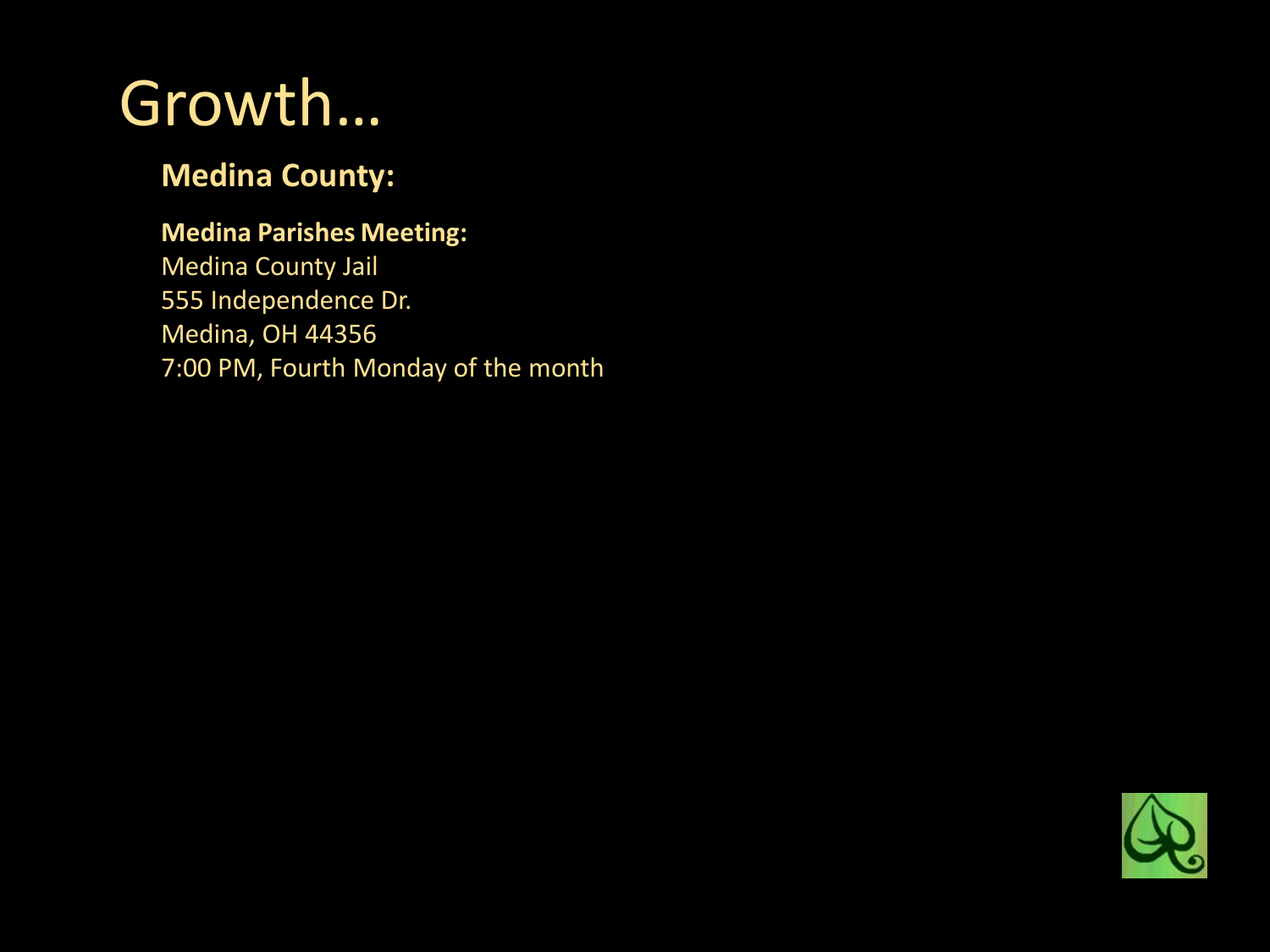# Growth…

**Medina County:**

**Medina Parishes Meeting:**
Medina County Jail
555 Independence Dr.
Medina, OH 44356
7:00 PM, Fourth Monday of the month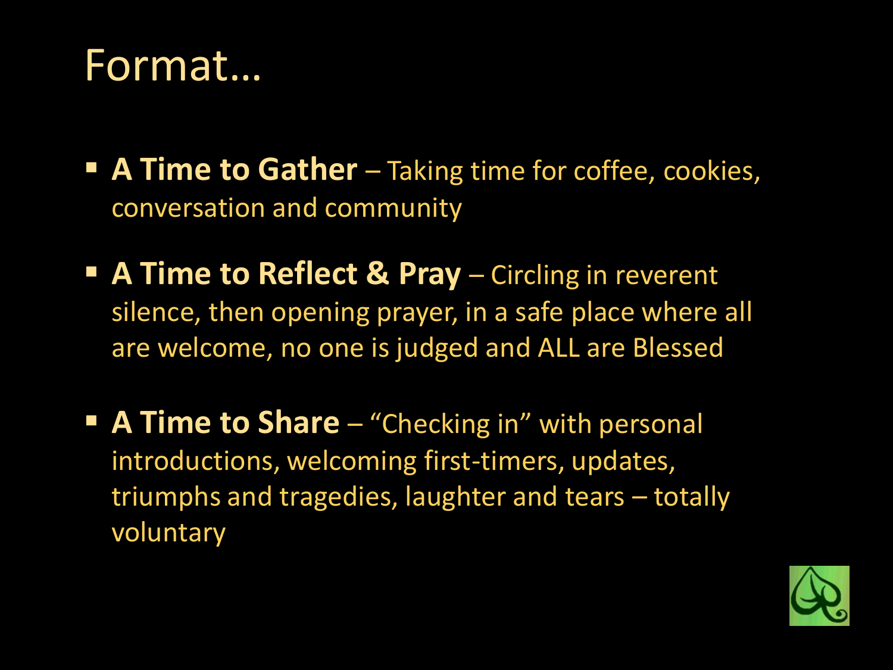# Format…

- **A Time to Gather** – Taking time for coffee, cookies, conversation and community
- **A Time to Reflect & Pray** – Circling in reverent silence, then opening prayer, in a safe place where all are welcome, no one is judged and ALL are Blessed
- **A Time to Share** – "Checking in" with personal introductions, welcoming first-timers, updates, triumphs and tragedies, laughter and tears – totally voluntary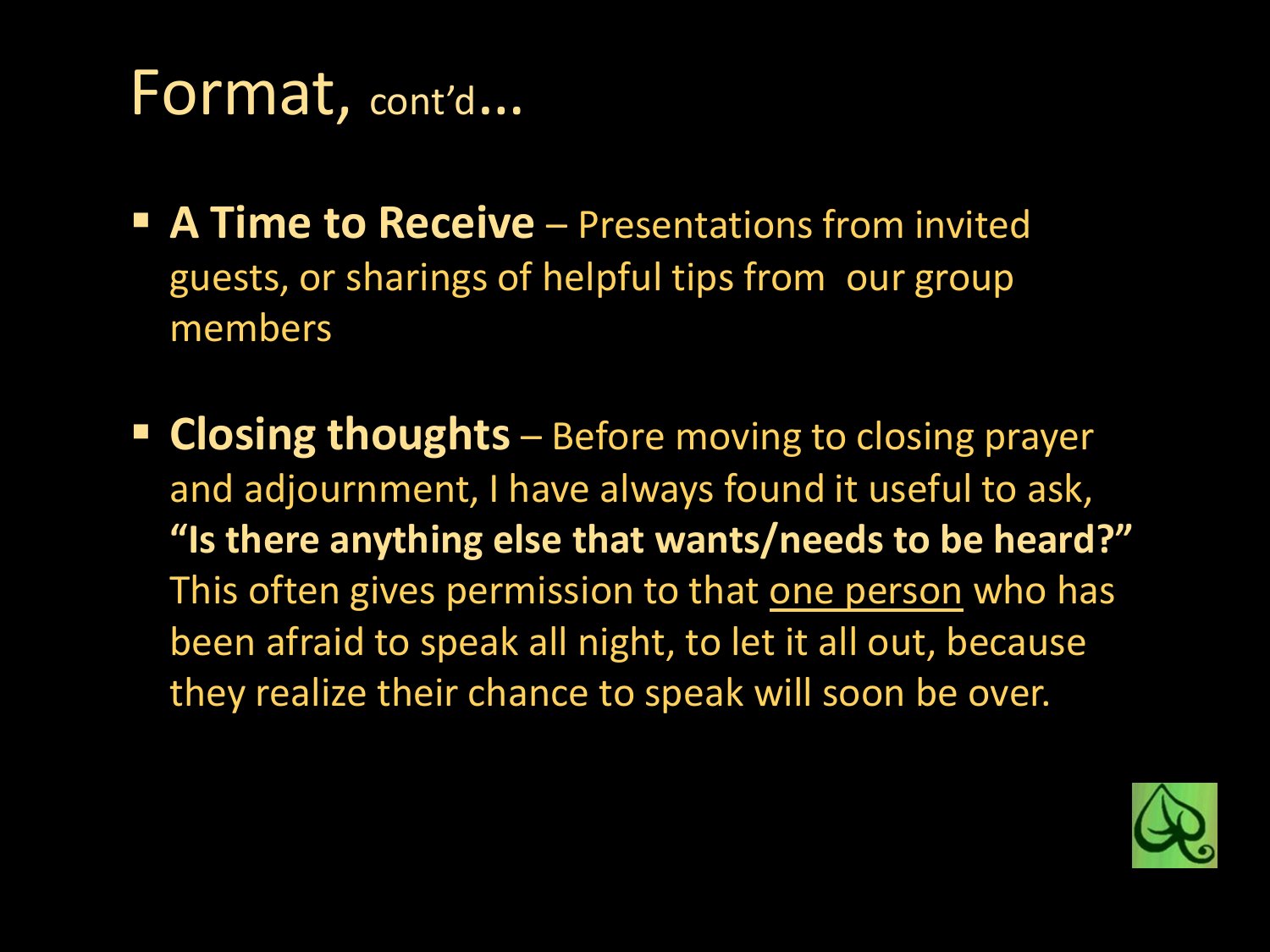# Format, cont'd...

- **A Time to Receive** – Presentations from invited guests, or sharings of helpful tips from our group members

- **Closing thoughts** – Before moving to closing prayer and adjournment, I have always found it useful to ask, **"Is there anything else that wants/needs to be heard?"** This often gives permission to that <u>one person</u> who has been afraid to speak all night, to let it all out, because they realize their chance to speak will soon be over.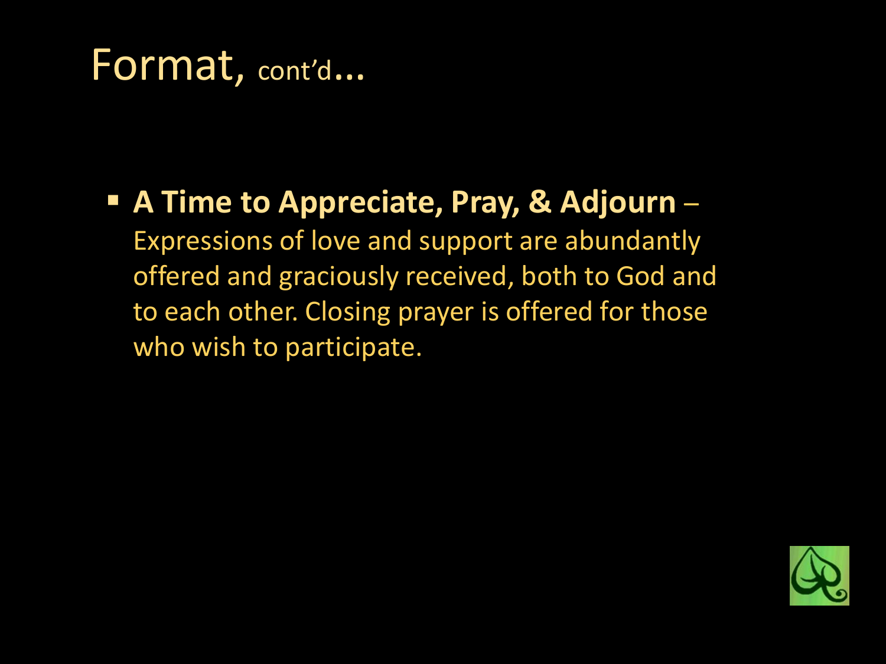# Format, cont'd...

- **A Time to Appreciate, Pray, & Adjourn** – Expressions of love and support are abundantly offered and graciously received, both to God and to each other. Closing prayer is offered for those who wish to participate.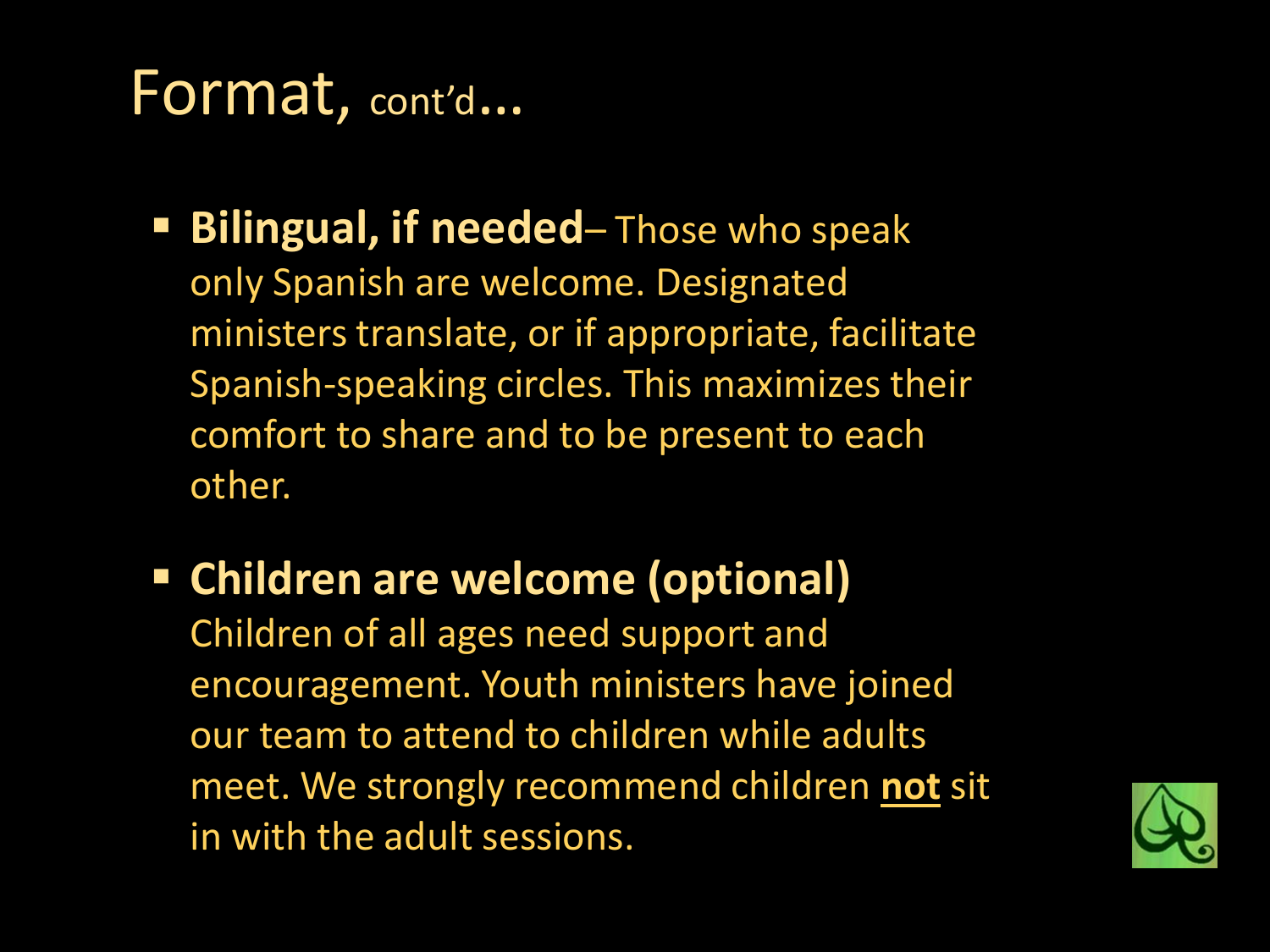# Format, cont'd...

- **Bilingual, if needed**– Those who speak only Spanish are welcome. Designated ministers translate, or if appropriate, facilitate Spanish-speaking circles. This maximizes their comfort to share and to be present to each other.

- **Children are welcome (optional)** Children of all ages need support and encouragement. Youth ministers have joined our team to attend to children while adults meet. We strongly recommend children **not** sit in with the adult sessions.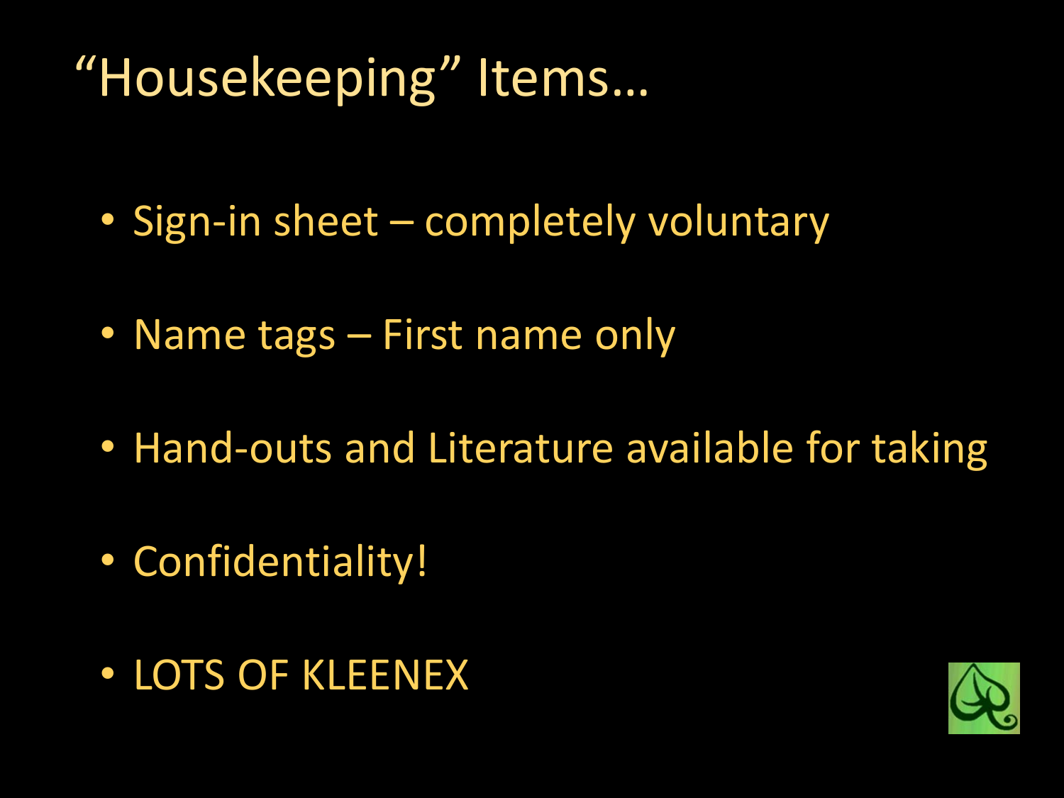# "Housekeeping" Items…

- Sign-in sheet – completely voluntary
- Name tags – First name only
- Hand-outs and Literature available for taking
- Confidentiality!
- LOTS OF KLEENEX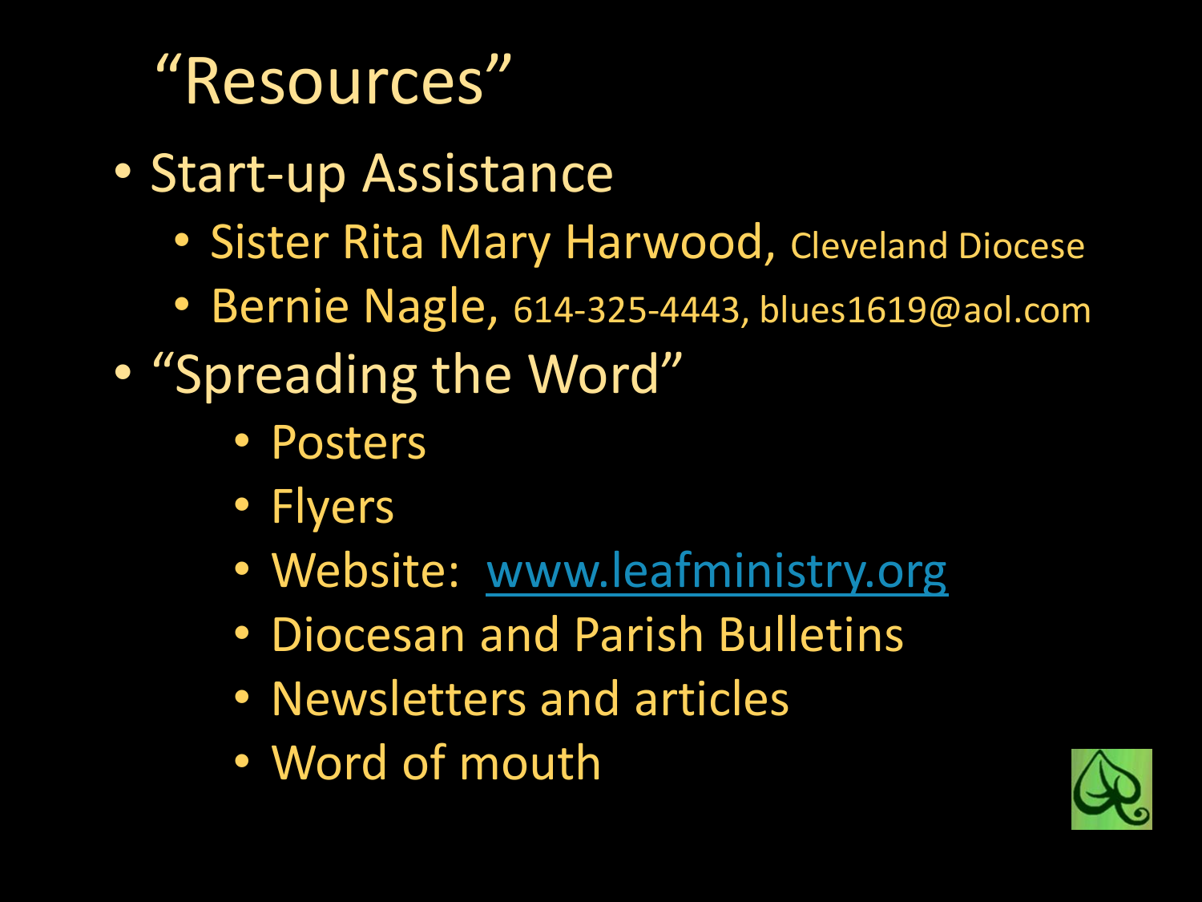# "Resources"

- Start-up Assistance
  - Sister Rita Mary Harwood, Cleveland Diocese
  - Bernie Nagle, 614-325-4443, blues1619@aol.com
- "Spreading the Word"
  - Posters
  - Flyers
  - Website: www.leafministry.org
  - Diocesan and Parish Bulletins
  - Newsletters and articles
  - Word of mouth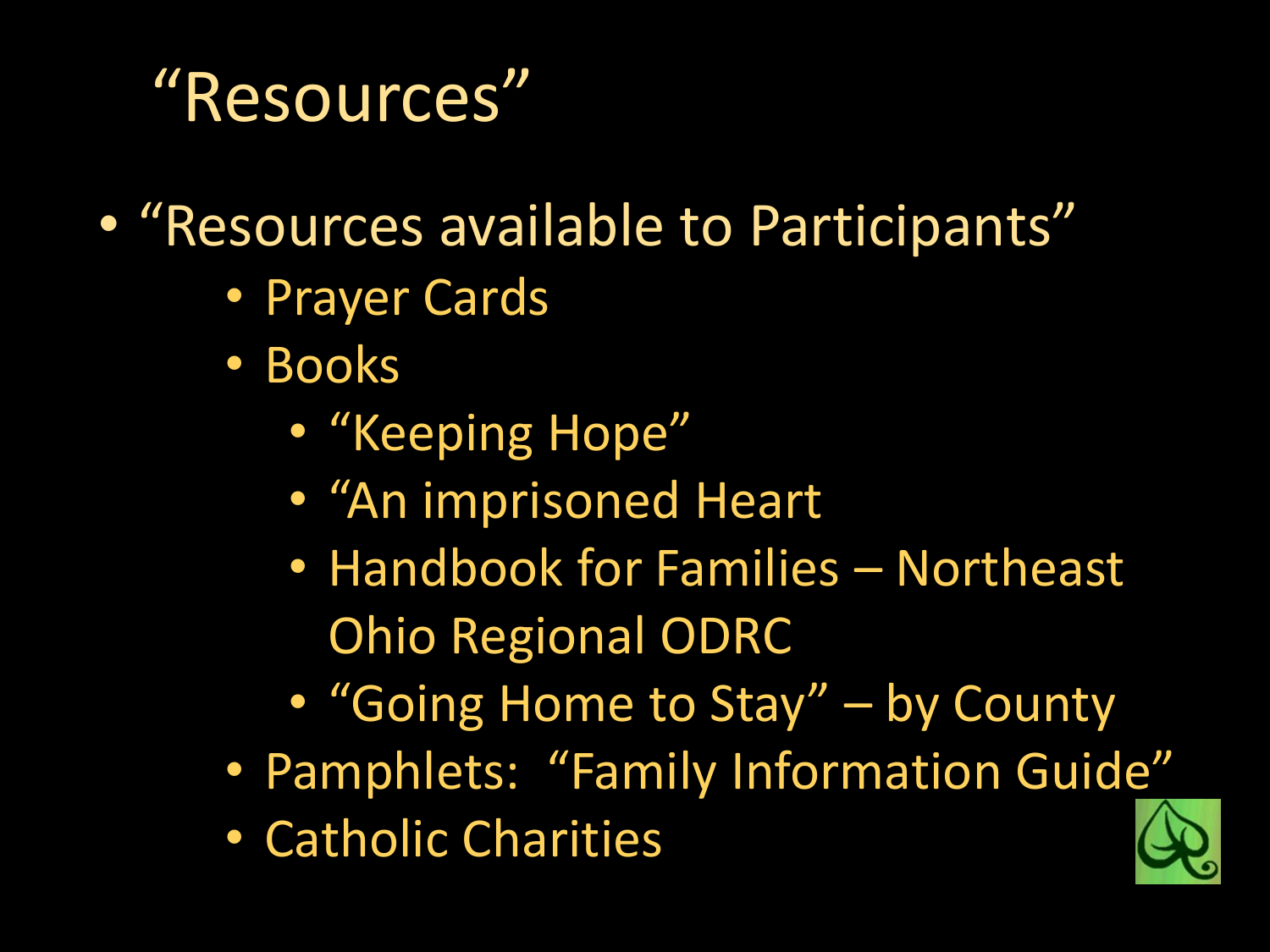# “Resources”

- “Resources available to Participants”
  - Prayer Cards
  - Books
    - “Keeping Hope”
    - “An imprisoned Heart
    - Handbook for Families – Northeast Ohio Regional ODRC
    - “Going Home to Stay” – by County
  - Pamphlets: “Family Information Guide”
  - Catholic Charities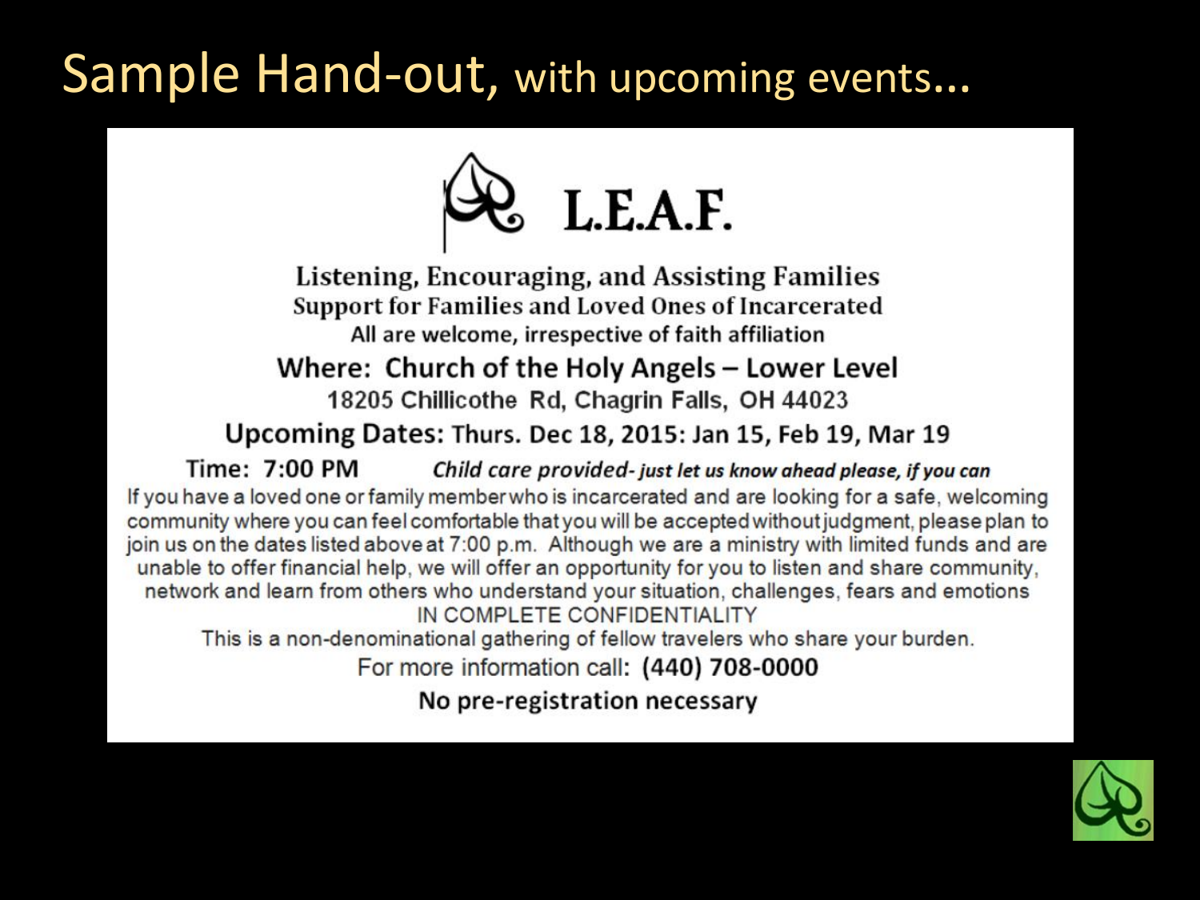# Sample Hand-out, with upcoming events...

## L.E.A.F.

**Listening, Encouraging, and Assisting Families**
**Support for Families and Loved Ones of Incarcerated**
All are welcome, irrespective of faith affiliation

**Where: Church of the Holy Angels – Lower Level**
18205 Chillicothe Rd, Chagrin Falls, OH 44023

**Upcoming Dates:** Thurs. Dec 18, 2015: Jan 15, Feb 19, Mar 19

**Time: 7:00 PM** ***Child care provided- just let us know ahead please, if you can***

If you have a loved one or family member who is incarcerated and are looking for a safe, welcoming community where you can feel comfortable that you will be accepted without judgment, please plan to join us on the dates listed above at 7:00 p.m. Although we are a ministry with limited funds and are unable to offer financial help, we will offer an opportunity for you to listen and share community, network and learn from others who understand your situation, challenges, fears and emotions IN COMPLETE CONFIDENTIALITY

This is a non-denominational gathering of fellow travelers who share your burden.

For more information call: **(440) 708-0000**

**No pre-registration necessary**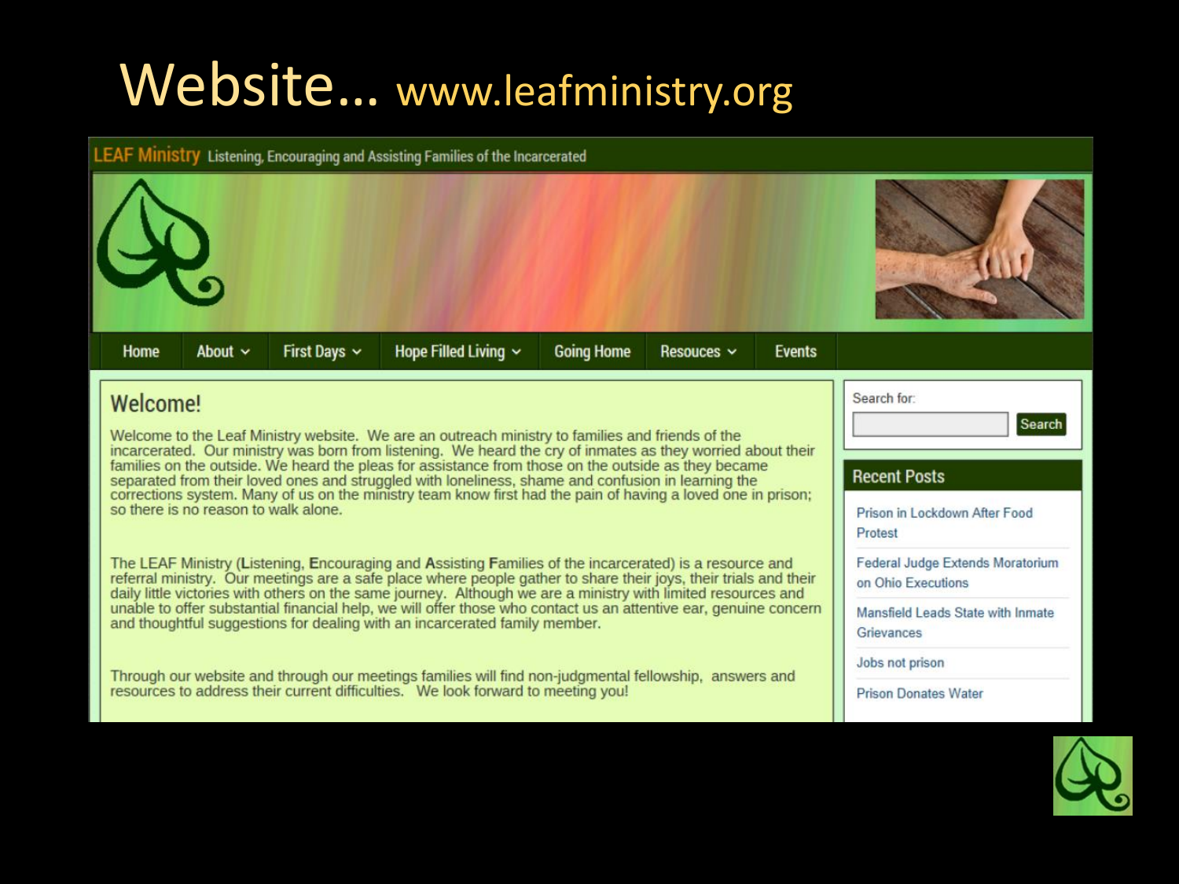# Website… www.leafministry.org

**LEAF Ministry** Listening, Encouraging and Assisting Families of the Incarcerated

Home | About | First Days | Hope Filled Living | Going Home | Resouces | Events

## Welcome!

Welcome to the Leaf Ministry website. We are an outreach ministry to families and friends of the incarcerated. Our ministry was born from listening. We heard the cry of inmates as they worried about their families on the outside. We heard the pleas for assistance from those on the outside as they became separated from their loved ones and struggled with loneliness, shame and confusion in learning the corrections system. Many of us on the ministry team know first had the pain of having a loved one in prison; so there is no reason to walk alone.

The LEAF Ministry (**L**istening, **E**ncouraging and **A**ssisting **F**amilies of the incarcerated) is a resource and referral ministry. Our meetings are a safe place where people gather to share their joys, their trials and their daily little victories with others on the same journey. Although we are a ministry with limited resources and unable to offer substantial financial help, we will offer those who contact us an attentive ear, genuine concern and thoughtful suggestions for dealing with an incarcerated family member.

Through our website and through our meetings families will find non-judgmental fellowship, answers and resources to address their current difficulties. We look forward to meeting you!

Search for: [ ] Search

### Recent Posts

- Prison in Lockdown After Food Protest
- Federal Judge Extends Moratorium on Ohio Executions
- Mansfield Leads State with Inmate Grievances
- Jobs not prison
- Prison Donates Water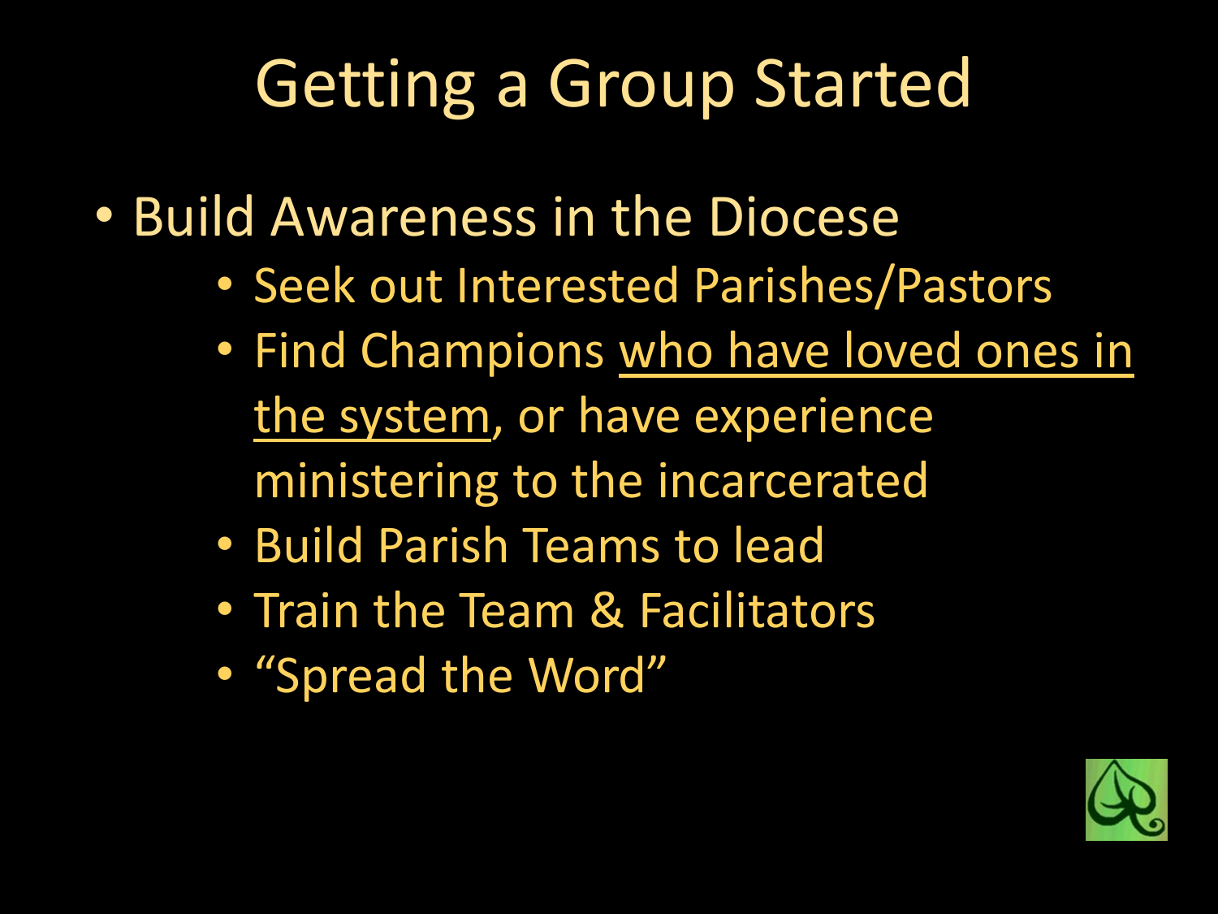# Getting a Group Started

- Build Awareness in the Diocese
  - Seek out Interested Parishes/Pastors
  - Find Champions <u>who have loved ones in the system</u>, or have experience ministering to the incarcerated
  - Build Parish Teams to lead
  - Train the Team & Facilitators
  - "Spread the Word"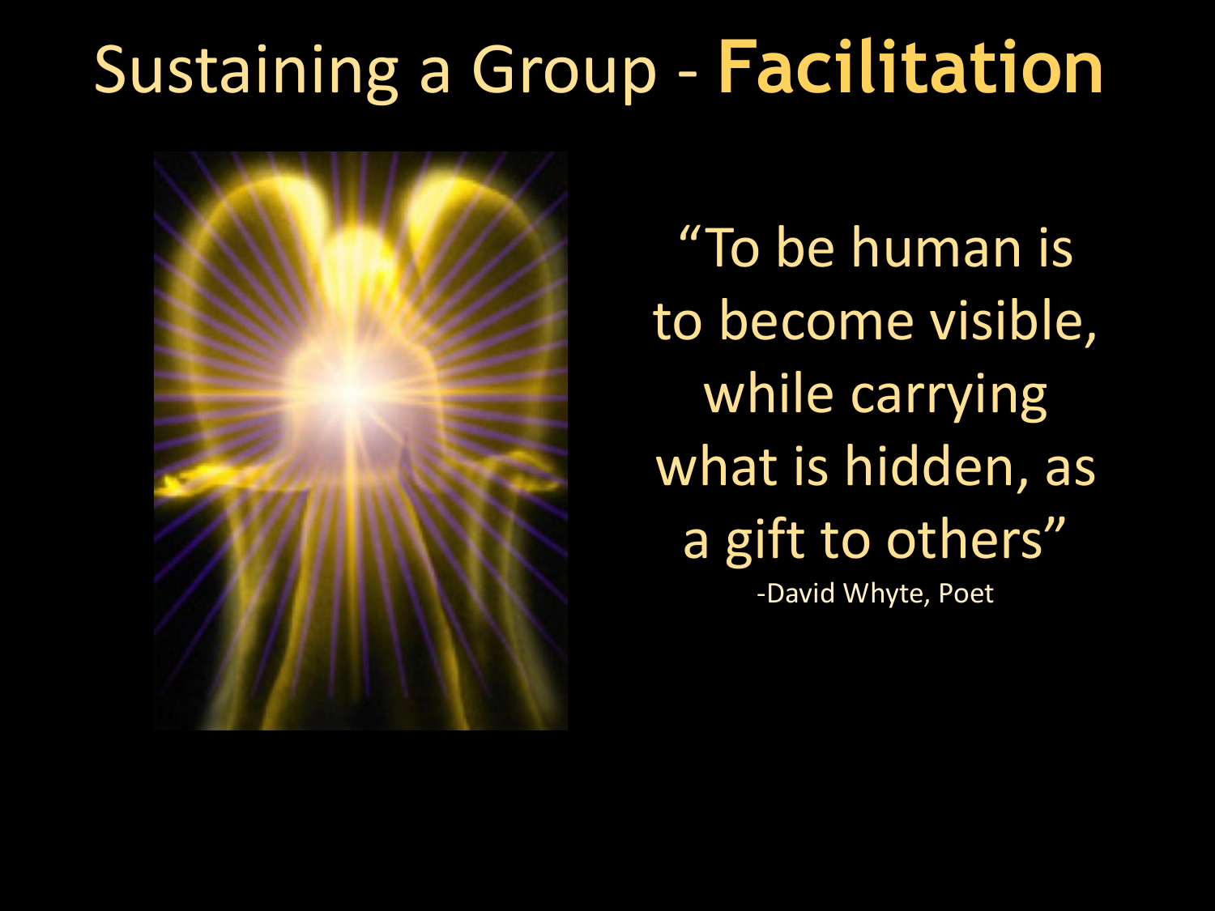# Sustaining a Group - **Facilitation**

"To be human is to become visible, while carrying what is hidden, as a gift to others"

-David Whyte, Poet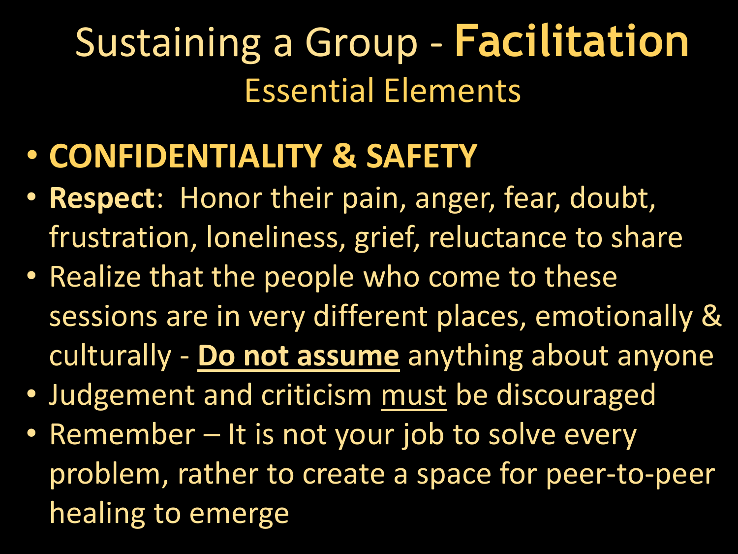# Sustaining a Group - **Facilitation**

## Essential Elements

- **CONFIDENTIALITY & SAFETY**
- **Respect**: Honor their pain, anger, fear, doubt, frustration, loneliness, grief, reluctance to share
- Realize that the people who come to these sessions are in very different places, emotionally & culturally - <u>**Do not assume**</u> anything about anyone
- Judgement and criticism <u>must</u> be discouraged
- Remember – It is not your job to solve every problem, rather to create a space for peer-to-peer healing to emerge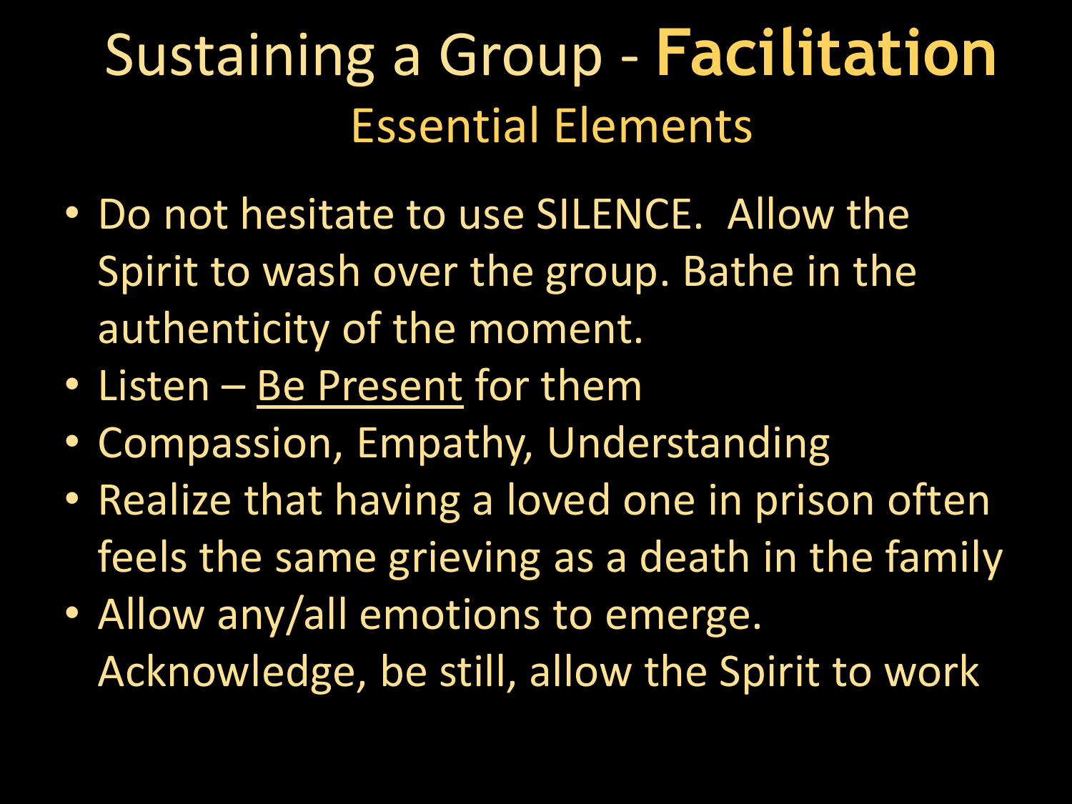# Sustaining a Group - **Facilitation**

## Essential Elements

- Do not hesitate to use SILENCE. Allow the Spirit to wash over the group. Bathe in the authenticity of the moment.
- Listen – <u>Be Present</u> for them
- Compassion, Empathy, Understanding
- Realize that having a loved one in prison often feels the same grieving as a death in the family
- Allow any/all emotions to emerge. Acknowledge, be still, allow the Spirit to work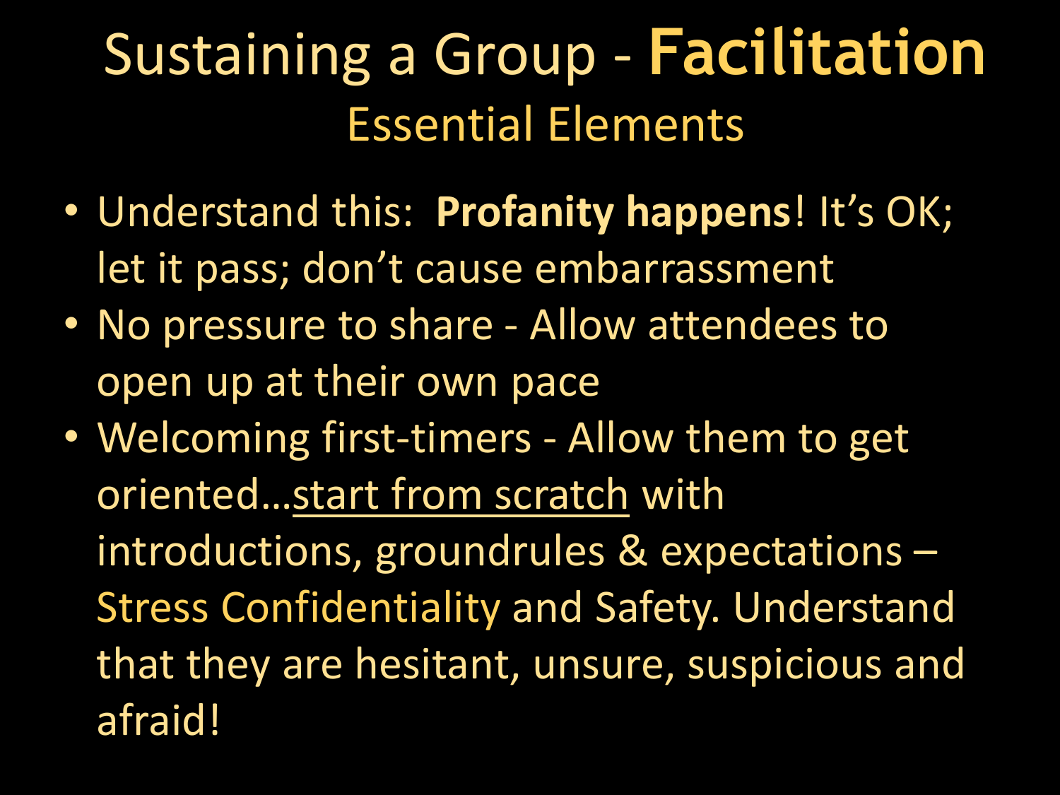# Sustaining a Group - **Facilitation**

## Essential Elements

- Understand this: **Profanity happens**! It's OK; let it pass; don't cause embarrassment
- No pressure to share - Allow attendees to open up at their own pace
- Welcoming first-timers - Allow them to get oriented…<u>start from scratch</u> with introductions, groundrules & expectations – Stress Confidentiality and Safety. Understand that they are hesitant, unsure, suspicious and afraid!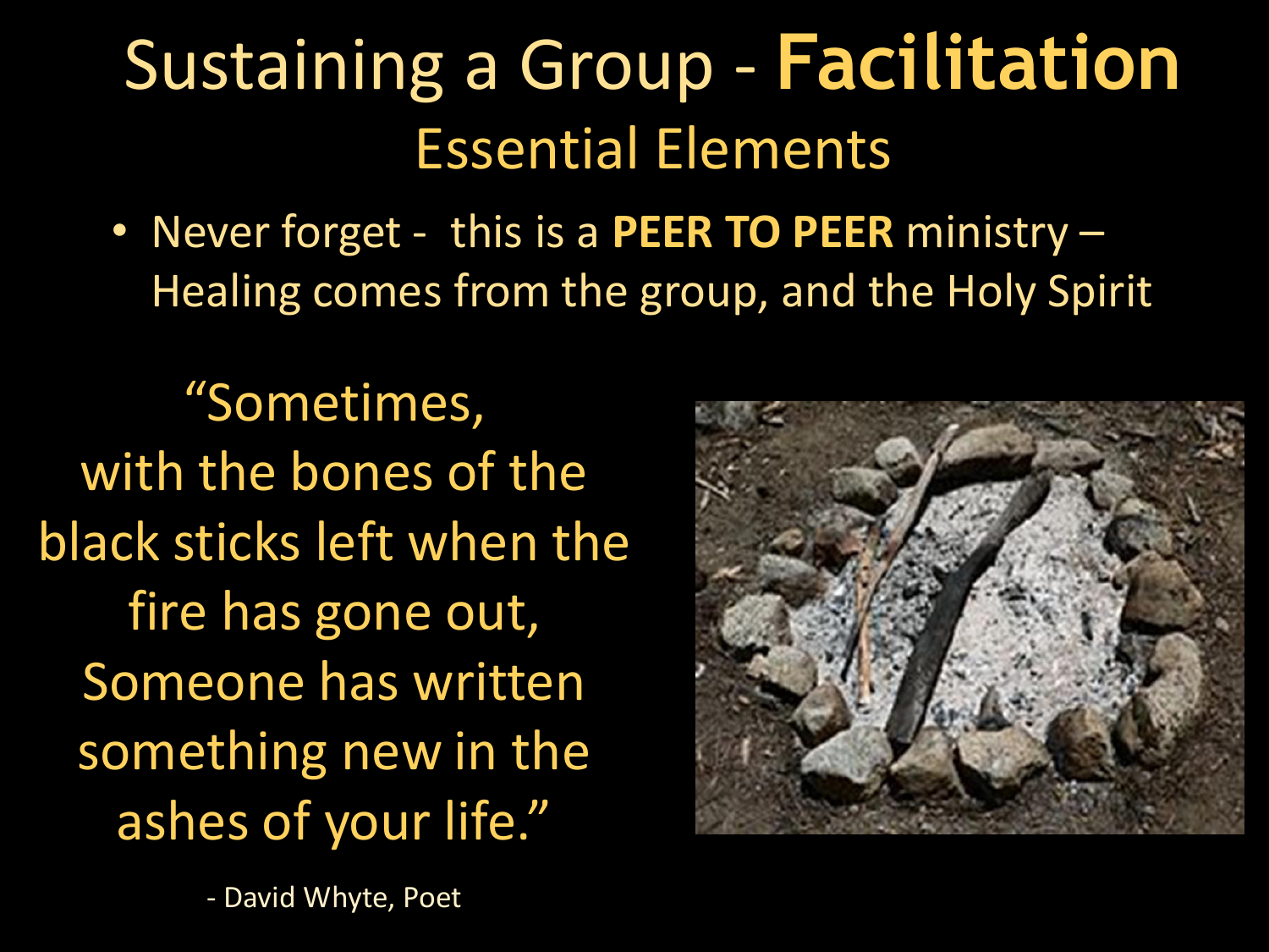# Sustaining a Group - **Facilitation**

## Essential Elements

- Never forget - this is a **PEER TO PEER** ministry – Healing comes from the group, and the Holy Spirit

"Sometimes,
with the bones of the
black sticks left when the
fire has gone out,
Someone has written
something new in the
ashes of your life."

- David Whyte, Poet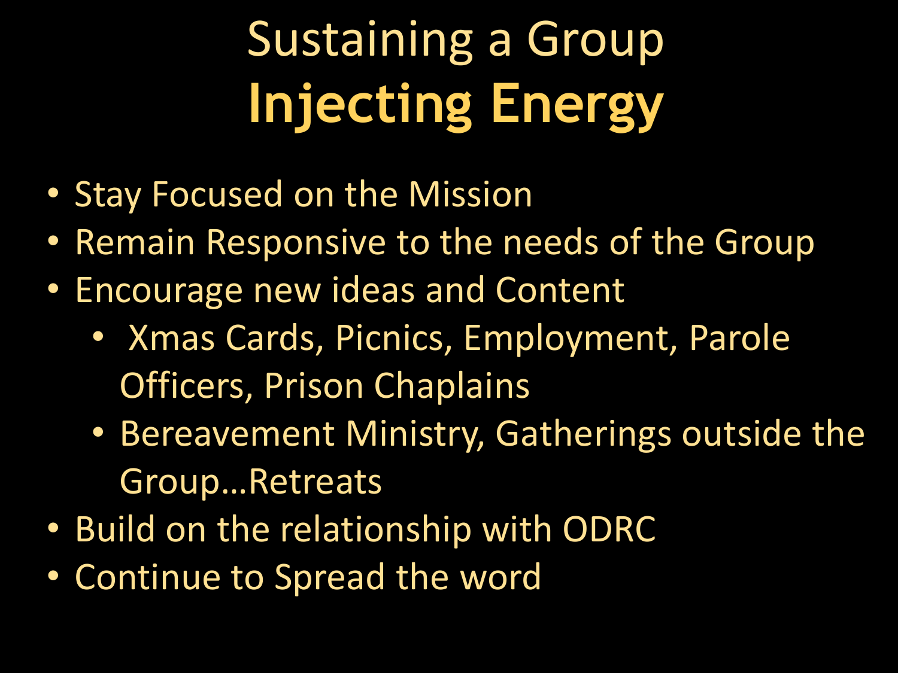# Sustaining a Group

## Injecting Energy

- Stay Focused on the Mission
- Remain Responsive to the needs of the Group
- Encourage new ideas and Content
  - Xmas Cards, Picnics, Employment, Parole Officers, Prison Chaplains
  - Bereavement Ministry, Gatherings outside the Group…Retreats
- Build on the relationship with ODRC
- Continue to Spread the word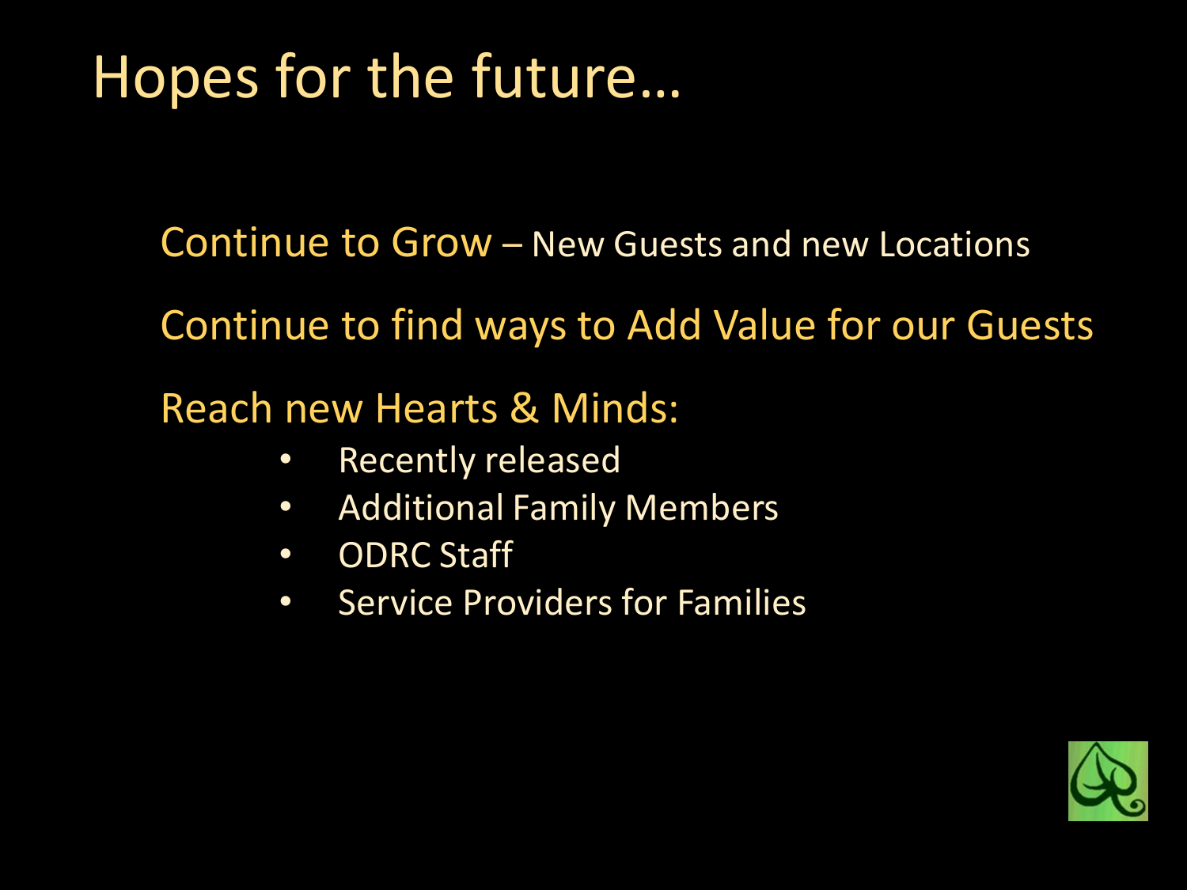# Hopes for the future…

Continue to Grow – New Guests and new Locations

Continue to find ways to Add Value for our Guests

Reach new Hearts & Minds:

- Recently released
- Additional Family Members
- ODRC Staff
- Service Providers for Families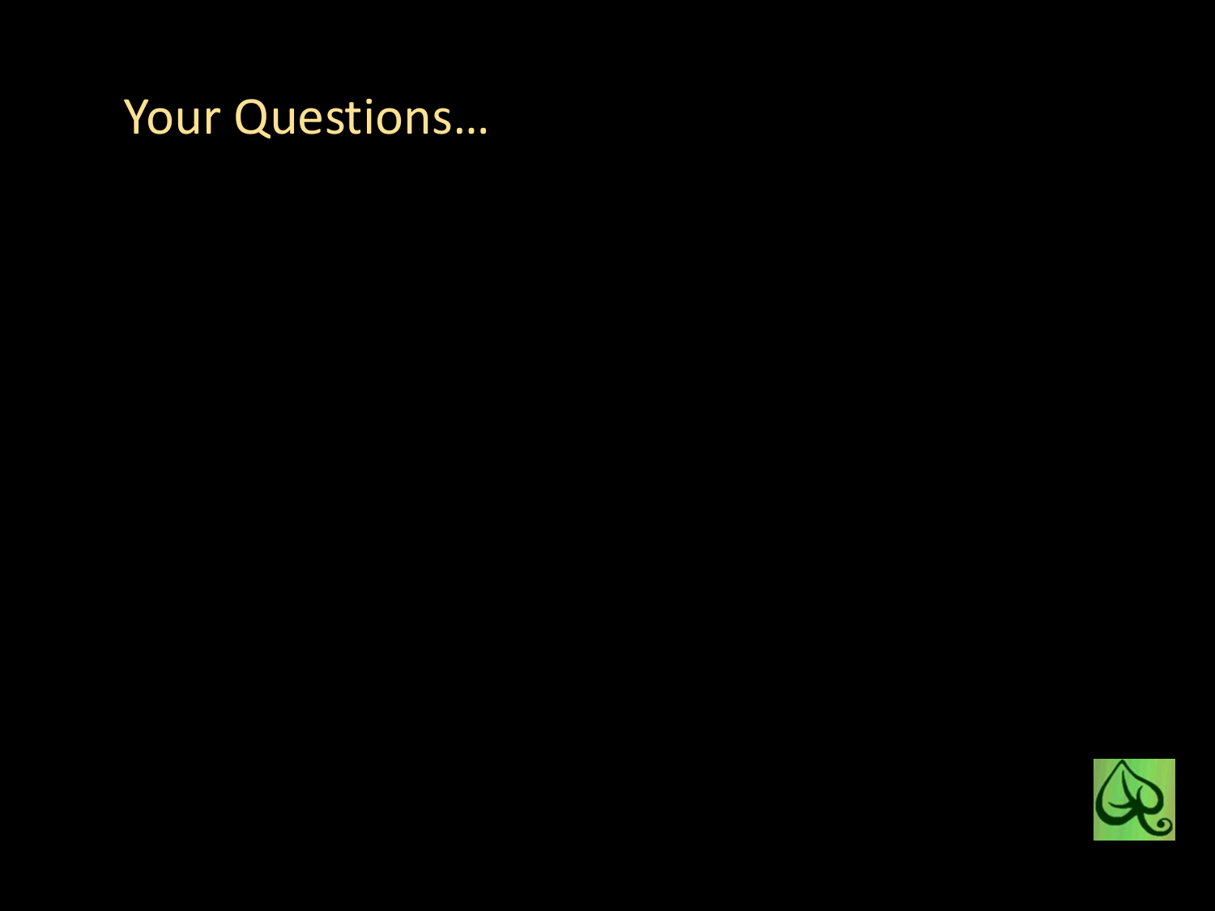# Your Questions…